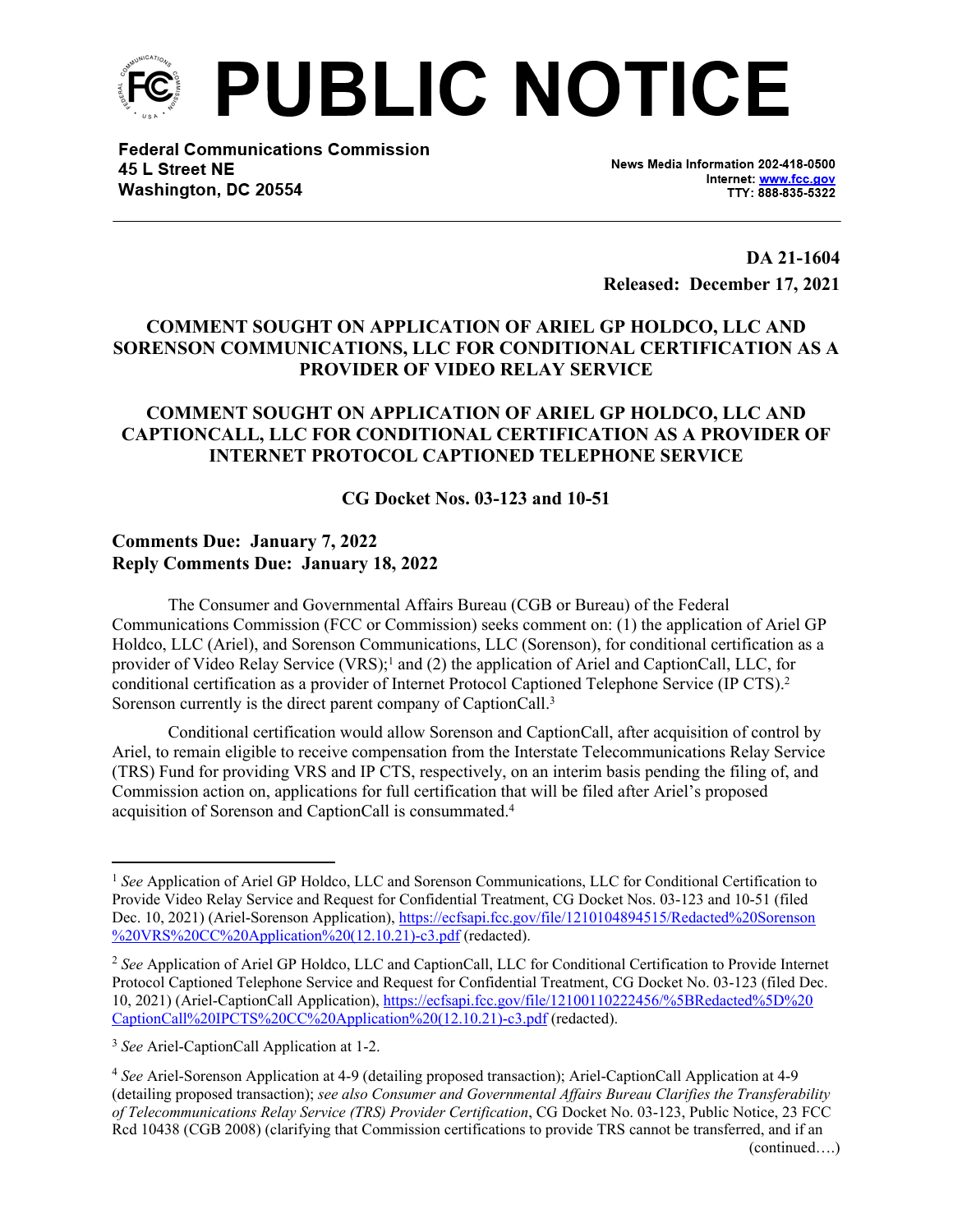# PUBLIC NOTICE

**Federal Communications Commission**
**45 L Street NE**
**Washington, DC 20554**

News Media Information 202-418-0500
Internet: www.fcc.gov
TTY: 888-835-5322

**DA 21-1604**
**Released: December 17, 2021**

## COMMENT SOUGHT ON APPLICATION OF ARIEL GP HOLDCO, LLC AND SORENSON COMMUNICATIONS, LLC FOR CONDITIONAL CERTIFICATION AS A PROVIDER OF VIDEO RELAY SERVICE

## COMMENT SOUGHT ON APPLICATION OF ARIEL GP HOLDCO, LLC AND CAPTIONCALL, LLC FOR CONDITIONAL CERTIFICATION AS A PROVIDER OF INTERNET PROTOCOL CAPTIONED TELEPHONE SERVICE

**CG Docket Nos. 03-123 and 10-51**

**Comments Due: January 7, 2022**
**Reply Comments Due: January 18, 2022**

The Consumer and Governmental Affairs Bureau (CGB or Bureau) of the Federal Communications Commission (FCC or Commission) seeks comment on: (1) the application of Ariel GP Holdco, LLC (Ariel), and Sorenson Communications, LLC (Sorenson), for conditional certification as a provider of Video Relay Service (VRS);[1] and (2) the application of Ariel and CaptionCall, LLC, for conditional certification as a provider of Internet Protocol Captioned Telephone Service (IP CTS).[2] Sorenson currently is the direct parent company of CaptionCall.[3]

Conditional certification would allow Sorenson and CaptionCall, after acquisition of control by Ariel, to remain eligible to receive compensation from the Interstate Telecommunications Relay Service (TRS) Fund for providing VRS and IP CTS, respectively, on an interim basis pending the filing of, and Commission action on, applications for full certification that will be filed after Ariel's proposed acquisition of Sorenson and CaptionCall is consummated.[4]

---

[1] *See* Application of Ariel GP Holdco, LLC and Sorenson Communications, LLC for Conditional Certification to Provide Video Relay Service and Request for Confidential Treatment, CG Docket Nos. 03-123 and 10-51 (filed Dec. 10, 2021) (Ariel-Sorenson Application), https://ecfsapi.fcc.gov/file/1210104894515/Redacted%20Sorenson%20VRS%20CC%20Application%20(12.10.21)-c3.pdf (redacted).

[2] *See* Application of Ariel GP Holdco, LLC and CaptionCall, LLC for Conditional Certification to Provide Internet Protocol Captioned Telephone Service and Request for Confidential Treatment, CG Docket No. 03-123 (filed Dec. 10, 2021) (Ariel-CaptionCall Application), https://ecfsapi.fcc.gov/file/12100110222456/%5BRedacted%5D%20CaptionCall%20IPCTS%20CC%20Application%20(12.10.21)-c3.pdf (redacted).

[3] *See* Ariel-CaptionCall Application at 1-2.

[4] *See* Ariel-Sorenson Application at 4-9 (detailing proposed transaction); Ariel-CaptionCall Application at 4-9 (detailing proposed transaction); *see also Consumer and Governmental Affairs Bureau Clarifies the Transferability of Telecommunications Relay Service (TRS) Provider Certification*, CG Docket No. 03-123, Public Notice, 23 FCC Rcd 10438 (CGB 2008) (clarifying that Commission certifications to provide TRS cannot be transferred, and if an (continued….)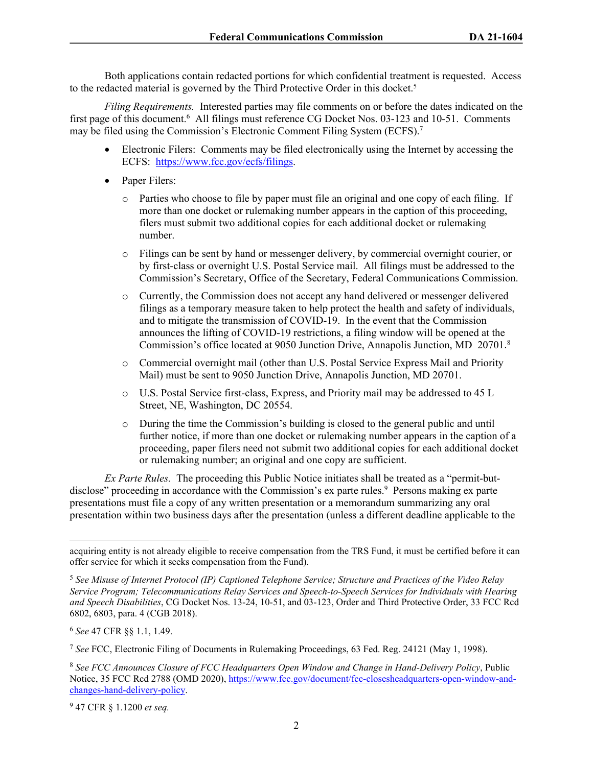Both applications contain redacted portions for which confidential treatment is requested. Access to the redacted material is governed by the Third Protective Order in this docket.[5]

*Filing Requirements.* Interested parties may file comments on or before the dates indicated on the first page of this document.[6] All filings must reference CG Docket Nos. 03-123 and 10-51. Comments may be filed using the Commission's Electronic Comment Filing System (ECFS).[7]

- Electronic Filers: Comments may be filed electronically using the Internet by accessing the ECFS: https://www.fcc.gov/ecfs/filings.
- Paper Filers:
  - Parties who choose to file by paper must file an original and one copy of each filing. If more than one docket or rulemaking number appears in the caption of this proceeding, filers must submit two additional copies for each additional docket or rulemaking number.
  - Filings can be sent by hand or messenger delivery, by commercial overnight courier, or by first-class or overnight U.S. Postal Service mail. All filings must be addressed to the Commission's Secretary, Office of the Secretary, Federal Communications Commission.
  - Currently, the Commission does not accept any hand delivered or messenger delivered filings as a temporary measure taken to help protect the health and safety of individuals, and to mitigate the transmission of COVID-19. In the event that the Commission announces the lifting of COVID-19 restrictions, a filing window will be opened at the Commission's office located at 9050 Junction Drive, Annapolis Junction, MD 20701.[8]
  - Commercial overnight mail (other than U.S. Postal Service Express Mail and Priority Mail) must be sent to 9050 Junction Drive, Annapolis Junction, MD 20701.
  - U.S. Postal Service first-class, Express, and Priority mail may be addressed to 45 L Street, NE, Washington, DC 20554.
  - During the time the Commission's building is closed to the general public and until further notice, if more than one docket or rulemaking number appears in the caption of a proceeding, paper filers need not submit two additional copies for each additional docket or rulemaking number; an original and one copy are sufficient.

*Ex Parte Rules.* The proceeding this Public Notice initiates shall be treated as a "permit-but-disclose" proceeding in accordance with the Commission's ex parte rules.[9] Persons making ex parte presentations must file a copy of any written presentation or a memorandum summarizing any oral presentation within two business days after the presentation (unless a different deadline applicable to the

---

acquiring entity is not already eligible to receive compensation from the TRS Fund, it must be certified before it can offer service for which it seeks compensation from the Fund).

[5] *See Misuse of Internet Protocol (IP) Captioned Telephone Service; Structure and Practices of the Video Relay Service Program; Telecommunications Relay Services and Speech-to-Speech Services for Individuals with Hearing and Speech Disabilities*, CG Docket Nos. 13-24, 10-51, and 03-123, Order and Third Protective Order, 33 FCC Rcd 6802, 6803, para. 4 (CGB 2018).

[6] *See* 47 CFR §§ 1.1, 1.49.

[7] *See* FCC, Electronic Filing of Documents in Rulemaking Proceedings, 63 Fed. Reg. 24121 (May 1, 1998).

[8] *See FCC Announces Closure of FCC Headquarters Open Window and Change in Hand-Delivery Policy*, Public Notice, 35 FCC Rcd 2788 (OMD 2020), https://www.fcc.gov/document/fcc-closesheadquarters-open-window-and-changes-hand-delivery-policy.

[9] 47 CFR § 1.1200 *et seq.*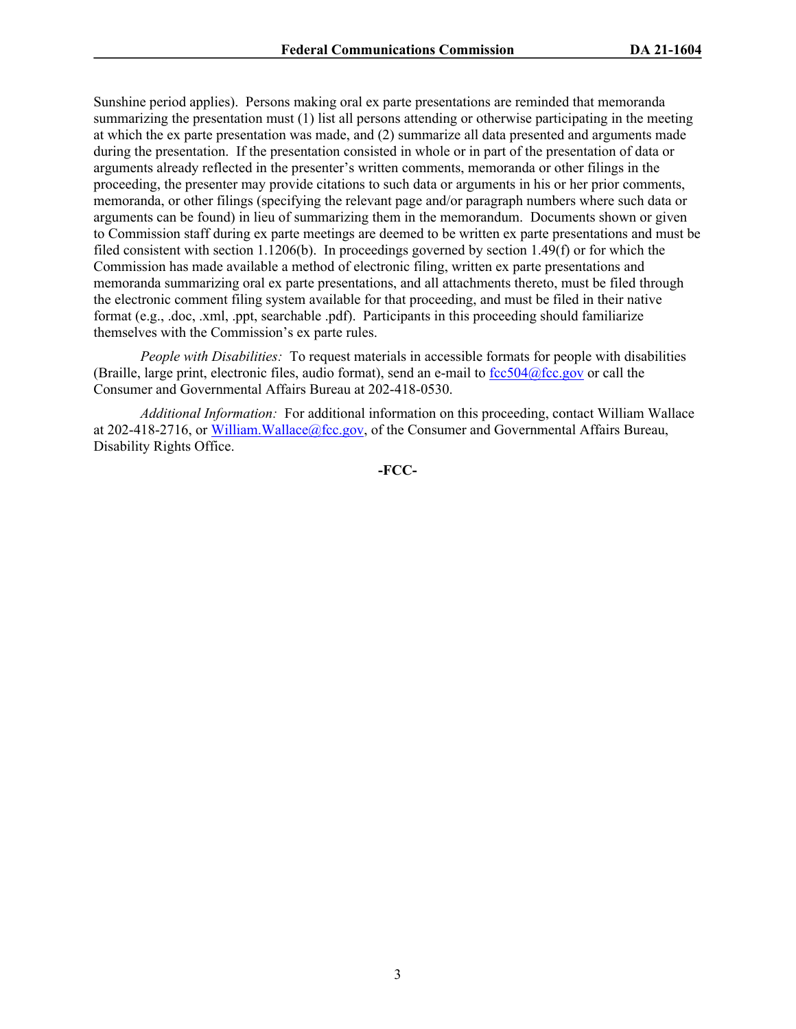Sunshine period applies). Persons making oral ex parte presentations are reminded that memoranda summarizing the presentation must (1) list all persons attending or otherwise participating in the meeting at which the ex parte presentation was made, and (2) summarize all data presented and arguments made during the presentation. If the presentation consisted in whole or in part of the presentation of data or arguments already reflected in the presenter's written comments, memoranda or other filings in the proceeding, the presenter may provide citations to such data or arguments in his or her prior comments, memoranda, or other filings (specifying the relevant page and/or paragraph numbers where such data or arguments can be found) in lieu of summarizing them in the memorandum. Documents shown or given to Commission staff during ex parte meetings are deemed to be written ex parte presentations and must be filed consistent with section 1.1206(b). In proceedings governed by section 1.49(f) or for which the Commission has made available a method of electronic filing, written ex parte presentations and memoranda summarizing oral ex parte presentations, and all attachments thereto, must be filed through the electronic comment filing system available for that proceeding, and must be filed in their native format (e.g., .doc, .xml, .ppt, searchable .pdf). Participants in this proceeding should familiarize themselves with the Commission's ex parte rules.

*People with Disabilities:* To request materials in accessible formats for people with disabilities (Braille, large print, electronic files, audio format), send an e-mail to fcc504@fcc.gov or call the Consumer and Governmental Affairs Bureau at 202-418-0530.

*Additional Information:* For additional information on this proceeding, contact William Wallace at 202-418-2716, or William.Wallace@fcc.gov, of the Consumer and Governmental Affairs Bureau, Disability Rights Office.

**-FCC-**